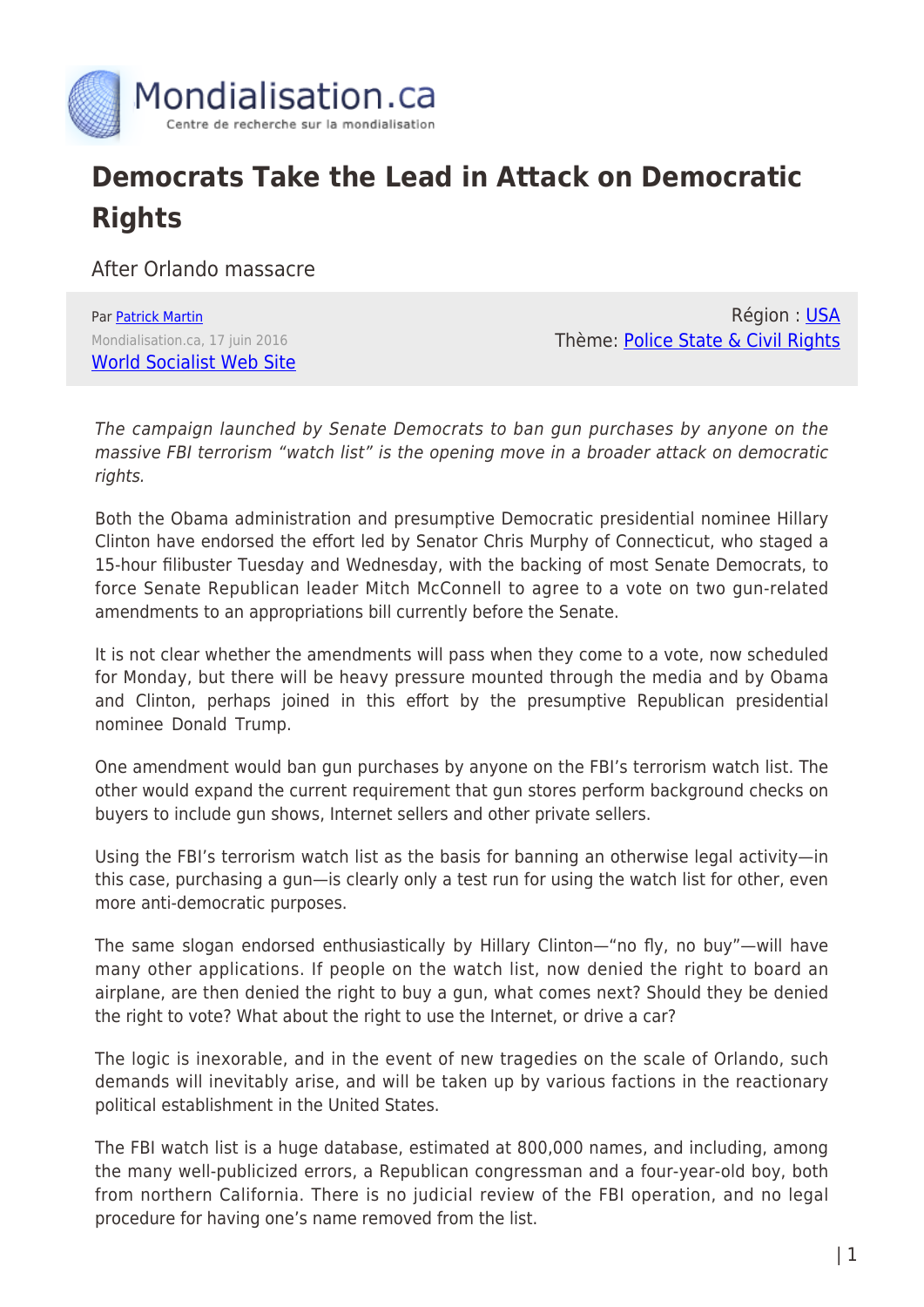# Democrats Take the Lead in Attack on Democratic Rights

After Orlando massacre

Par Patrick Martin
Mondialisation.ca, 17 juin 2016
World Socialist Web Site

Région : USA
Thème: Police State & Civil Rights

*The campaign launched by Senate Democrats to ban gun purchases by anyone on the massive FBI terrorism "watch list" is the opening move in a broader attack on democratic rights.*

Both the Obama administration and presumptive Democratic presidential nominee Hillary Clinton have endorsed the effort led by Senator Chris Murphy of Connecticut, who staged a 15-hour filibuster Tuesday and Wednesday, with the backing of most Senate Democrats, to force Senate Republican leader Mitch McConnell to agree to a vote on two gun-related amendments to an appropriations bill currently before the Senate.

It is not clear whether the amendments will pass when they come to a vote, now scheduled for Monday, but there will be heavy pressure mounted through the media and by Obama and Clinton, perhaps joined in this effort by the presumptive Republican presidential nominee Donald Trump.

One amendment would ban gun purchases by anyone on the FBI's terrorism watch list. The other would expand the current requirement that gun stores perform background checks on buyers to include gun shows, Internet sellers and other private sellers.

Using the FBI's terrorism watch list as the basis for banning an otherwise legal activity—in this case, purchasing a gun—is clearly only a test run for using the watch list for other, even more anti-democratic purposes.

The same slogan endorsed enthusiastically by Hillary Clinton—"no fly, no buy"—will have many other applications. If people on the watch list, now denied the right to board an airplane, are then denied the right to buy a gun, what comes next? Should they be denied the right to vote? What about the right to use the Internet, or drive a car?

The logic is inexorable, and in the event of new tragedies on the scale of Orlando, such demands will inevitably arise, and will be taken up by various factions in the reactionary political establishment in the United States.

The FBI watch list is a huge database, estimated at 800,000 names, and including, among the many well-publicized errors, a Republican congressman and a four-year-old boy, both from northern California. There is no judicial review of the FBI operation, and no legal procedure for having one's name removed from the list.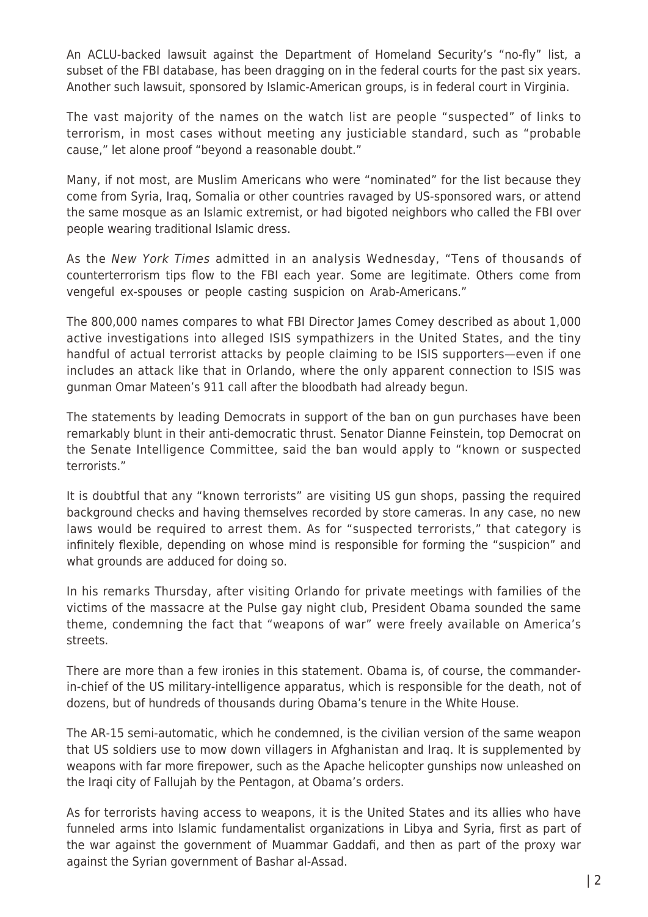An ACLU-backed lawsuit against the Department of Homeland Security's "no-fly" list, a subset of the FBI database, has been dragging on in the federal courts for the past six years. Another such lawsuit, sponsored by Islamic-American groups, is in federal court in Virginia.

The vast majority of the names on the watch list are people "suspected" of links to terrorism, in most cases without meeting any justiciable standard, such as "probable cause," let alone proof "beyond a reasonable doubt."

Many, if not most, are Muslim Americans who were "nominated" for the list because they come from Syria, Iraq, Somalia or other countries ravaged by US-sponsored wars, or attend the same mosque as an Islamic extremist, or had bigoted neighbors who called the FBI over people wearing traditional Islamic dress.

As the *New York Times* admitted in an analysis Wednesday, "Tens of thousands of counterterrorism tips flow to the FBI each year. Some are legitimate. Others come from vengeful ex-spouses or people casting suspicion on Arab-Americans."

The 800,000 names compares to what FBI Director James Comey described as about 1,000 active investigations into alleged ISIS sympathizers in the United States, and the tiny handful of actual terrorist attacks by people claiming to be ISIS supporters—even if one includes an attack like that in Orlando, where the only apparent connection to ISIS was gunman Omar Mateen's 911 call after the bloodbath had already begun.

The statements by leading Democrats in support of the ban on gun purchases have been remarkably blunt in their anti-democratic thrust. Senator Dianne Feinstein, top Democrat on the Senate Intelligence Committee, said the ban would apply to "known or suspected terrorists."

It is doubtful that any "known terrorists" are visiting US gun shops, passing the required background checks and having themselves recorded by store cameras. In any case, no new laws would be required to arrest them. As for "suspected terrorists," that category is infinitely flexible, depending on whose mind is responsible for forming the "suspicion" and what grounds are adduced for doing so.

In his remarks Thursday, after visiting Orlando for private meetings with families of the victims of the massacre at the Pulse gay night club, President Obama sounded the same theme, condemning the fact that "weapons of war" were freely available on America's streets.

There are more than a few ironies in this statement. Obama is, of course, the commander-in-chief of the US military-intelligence apparatus, which is responsible for the death, not of dozens, but of hundreds of thousands during Obama's tenure in the White House.

The AR-15 semi-automatic, which he condemned, is the civilian version of the same weapon that US soldiers use to mow down villagers in Afghanistan and Iraq. It is supplemented by weapons with far more firepower, such as the Apache helicopter gunships now unleashed on the Iraqi city of Fallujah by the Pentagon, at Obama's orders.

As for terrorists having access to weapons, it is the United States and its allies who have funneled arms into Islamic fundamentalist organizations in Libya and Syria, first as part of the war against the government of Muammar Gaddafi, and then as part of the proxy war against the Syrian government of Bashar al-Assad.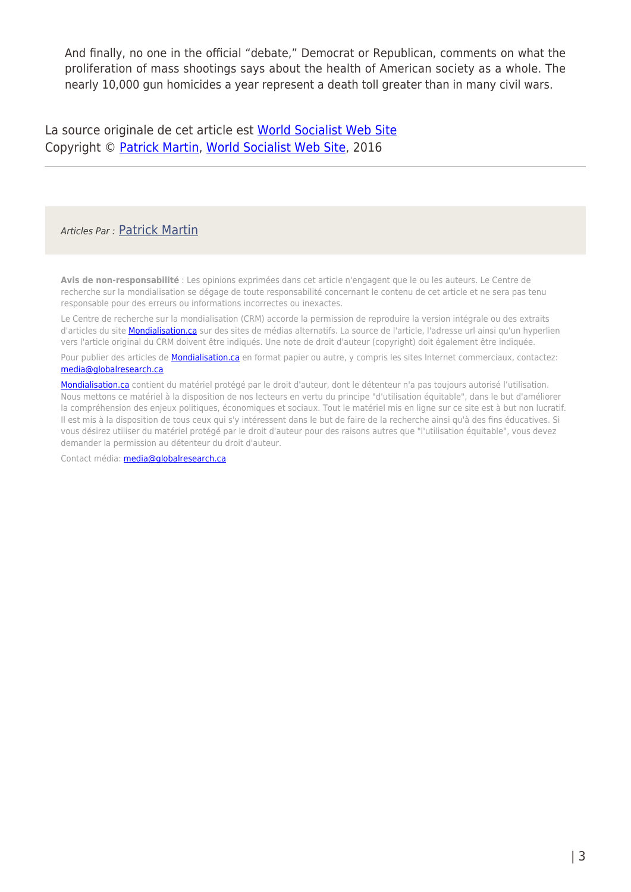And finally, no one in the official "debate," Democrat or Republican, comments on what the proliferation of mass shootings says about the health of American society as a whole. The nearly 10,000 gun homicides a year represent a death toll greater than in many civil wars.

La source originale de cet article est World Socialist Web Site
Copyright © Patrick Martin, World Socialist Web Site, 2016

---

*Articles Par :* Patrick Martin

**Avis de non-responsabilité** : Les opinions exprimées dans cet article n'engagent que le ou les auteurs. Le Centre de recherche sur la mondialisation se dégage de toute responsabilité concernant le contenu de cet article et ne sera pas tenu responsable pour des erreurs ou informations incorrectes ou inexactes.

Le Centre de recherche sur la mondialisation (CRM) accorde la permission de reproduire la version intégrale ou des extraits d'articles du site Mondialisation.ca sur des sites de médias alternatifs. La source de l'article, l'adresse url ainsi qu'un hyperlien vers l'article original du CRM doivent être indiqués. Une note de droit d'auteur (copyright) doit également être indiquée.

Pour publier des articles de Mondialisation.ca en format papier ou autre, y compris les sites Internet commerciaux, contactez: media@globalresearch.ca

Mondialisation.ca contient du matériel protégé par le droit d'auteur, dont le détenteur n'a pas toujours autorisé l'utilisation. Nous mettons ce matériel à la disposition de nos lecteurs en vertu du principe "d'utilisation équitable", dans le but d'améliorer la compréhension des enjeux politiques, économiques et sociaux. Tout le matériel mis en ligne sur ce site est à but non lucratif. Il est mis à la disposition de tous ceux qui s'y intéressent dans le but de faire de la recherche ainsi qu'à des fins éducatives. Si vous désirez utiliser du matériel protégé par le droit d'auteur pour des raisons autres que "l'utilisation équitable", vous devez demander la permission au détenteur du droit d'auteur.

Contact média: media@globalresearch.ca